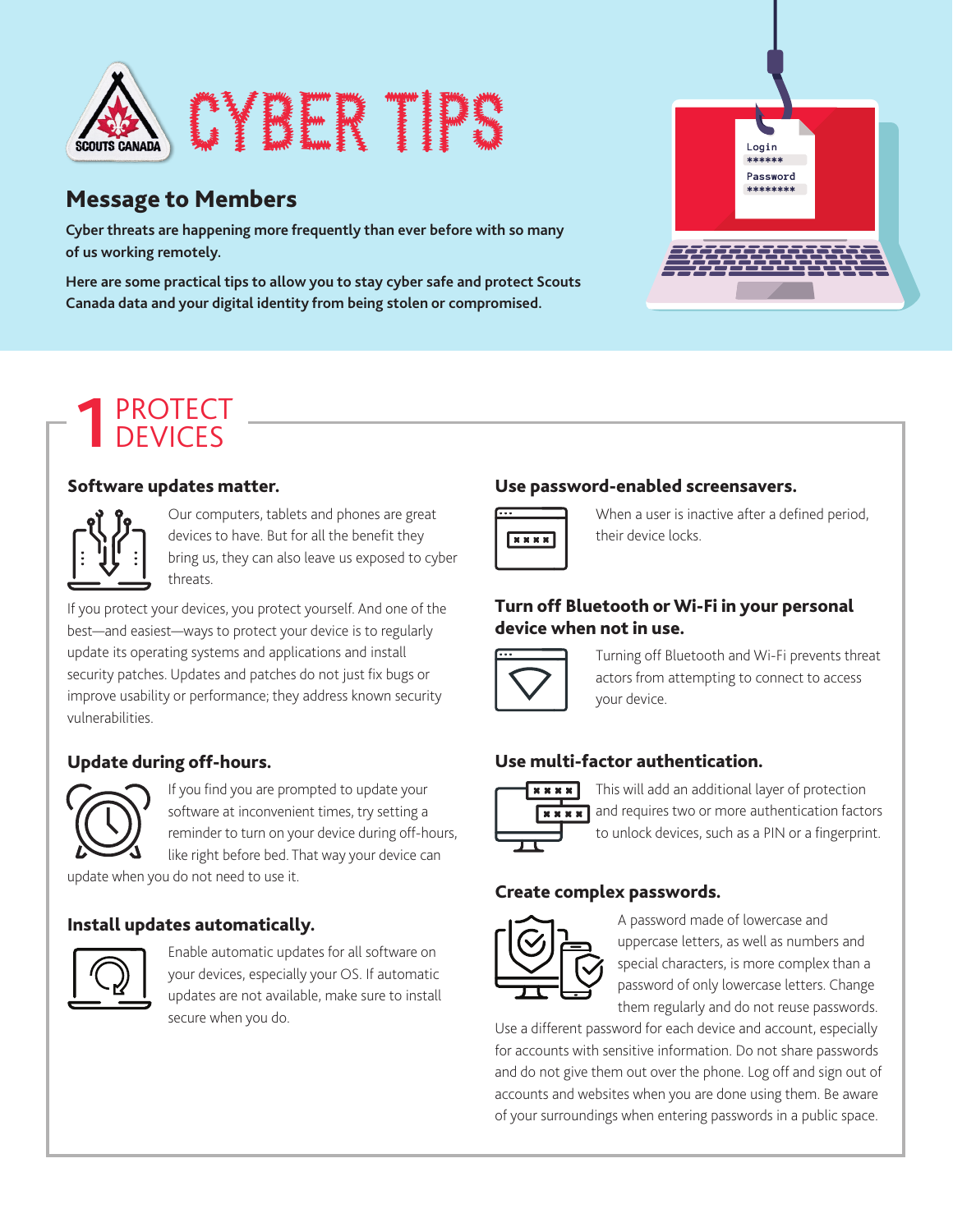# CYBER TIPS

## Message to Members

**Cyber threats are happening more frequently than ever before with so many of us working remotely.**

**Here are some practical tips to allow you to stay cyber safe and protect Scouts Canada data and your digital identity from being stolen or compromised.**

## 1 PROTECT DEVICES

### Software updates matter.

Our computers, tablets and phones are great devices to have. But for all the benefit they bring us, they can also leave us exposed to cyber threats.

If you protect your devices, you protect yourself. And one of the best—and easiest—ways to protect your device is to regularly update its operating systems and applications and install security patches. Updates and patches do not just fix bugs or improve usability or performance; they address known security vulnerabilities.

### Update during off-hours.

If you find you are prompted to update your software at inconvenient times, try setting a reminder to turn on your device during off-hours, like right before bed. That way your device can update when you do not need to use it.

### Install updates automatically.

Enable automatic updates for all software on your devices, especially your OS. If automatic updates are not available, make sure to install secure when you do.

### Use password-enabled screensavers.

When a user is inactive after a defined period, their device locks.

### Turn off Bluetooth or Wi-Fi in your personal device when not in use.

Turning off Bluetooth and Wi-Fi prevents threat actors from attempting to connect to access your device.

### Use multi-factor authentication.

This will add an additional layer of protection and requires two or more authentication factors to unlock devices, such as a PIN or a fingerprint.

### Create complex passwords.

A password made of lowercase and uppercase letters, as well as numbers and special characters, is more complex than a password of only lowercase letters. Change them regularly and do not reuse passwords. Use a different password for each device and account, especially for accounts with sensitive information. Do not share passwords and do not give them out over the phone. Log off and sign out of accounts and websites when you are done using them. Be aware of your surroundings when entering passwords in a public space.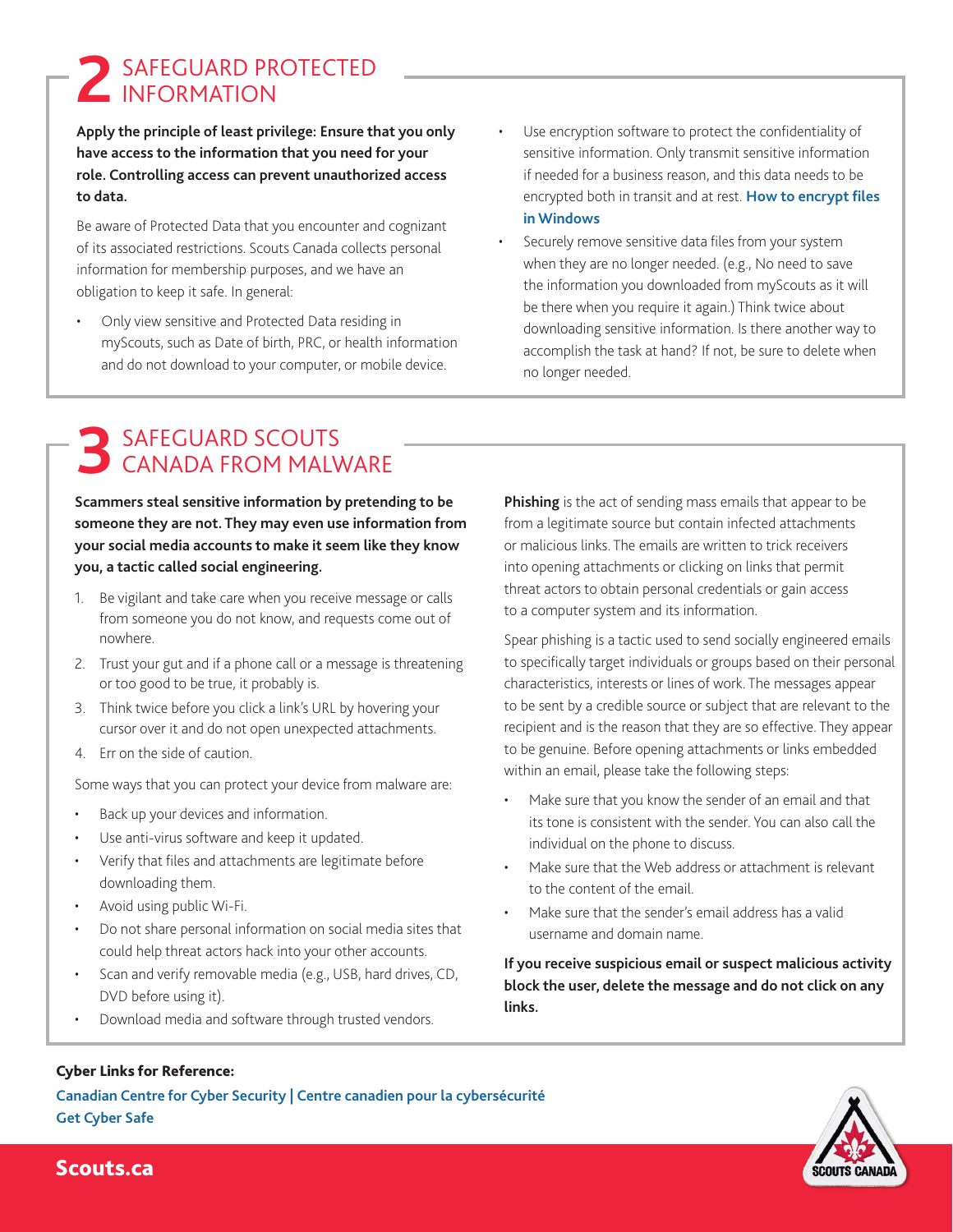## 2 SAFEGUARD PROTECTED INFORMATION

**Apply the principle of least privilege: Ensure that you only have access to the information that you need for your role. Controlling access can prevent unauthorized access to data.**

Be aware of Protected Data that you encounter and cognizant of its associated restrictions. Scouts Canada collects personal information for membership purposes, and we have an obligation to keep it safe. In general:

- Only view sensitive and Protected Data residing in myScouts, such as Date of birth, PRC, or health information and do not download to your computer, or mobile device.
- Use encryption software to protect the confidentiality of sensitive information. Only transmit sensitive information if needed for a business reason, and this data needs to be encrypted both in transit and at rest. **How to encrypt files in Windows**
- Securely remove sensitive data files from your system when they are no longer needed. (e.g., No need to save the information you downloaded from myScouts as it will be there when you require it again.) Think twice about downloading sensitive information. Is there another way to accomplish the task at hand? If not, be sure to delete when no longer needed.

## 3 SAFEGUARD SCOUTS CANADA FROM MALWARE

**Scammers steal sensitive information by pretending to be someone they are not. They may even use information from your social media accounts to make it seem like they know you, a tactic called social engineering.**

1. Be vigilant and take care when you receive message or calls from someone you do not know, and requests come out of nowhere.
2. Trust your gut and if a phone call or a message is threatening or too good to be true, it probably is.
3. Think twice before you click a link's URL by hovering your cursor over it and do not open unexpected attachments.
4. Err on the side of caution.

Some ways that you can protect your device from malware are:

- Back up your devices and information.
- Use anti-virus software and keep it updated.
- Verify that files and attachments are legitimate before downloading them.
- Avoid using public Wi-Fi.
- Do not share personal information on social media sites that could help threat actors hack into your other accounts.
- Scan and verify removable media (e.g., USB, hard drives, CD, DVD before using it).
- Download media and software through trusted vendors.

**Phishing** is the act of sending mass emails that appear to be from a legitimate source but contain infected attachments or malicious links. The emails are written to trick receivers into opening attachments or clicking on links that permit threat actors to obtain personal credentials or gain access to a computer system and its information.

Spear phishing is a tactic used to send socially engineered emails to specifically target individuals or groups based on their personal characteristics, interests or lines of work. The messages appear to be sent by a credible source or subject that are relevant to the recipient and is the reason that they are so effective. They appear to be genuine. Before opening attachments or links embedded within an email, please take the following steps:

- Make sure that you know the sender of an email and that its tone is consistent with the sender. You can also call the individual on the phone to discuss.
- Make sure that the Web address or attachment is relevant to the content of the email.
- Make sure that the sender's email address has a valid username and domain name.

**If you receive suspicious email or suspect malicious activity block the user, delete the message and do not click on any links.**

**Cyber Links for Reference:**

**Canadian Centre for Cyber Security | Centre canadien pour la cybersécurité**

**Get Cyber Safe**

**Scouts.ca**